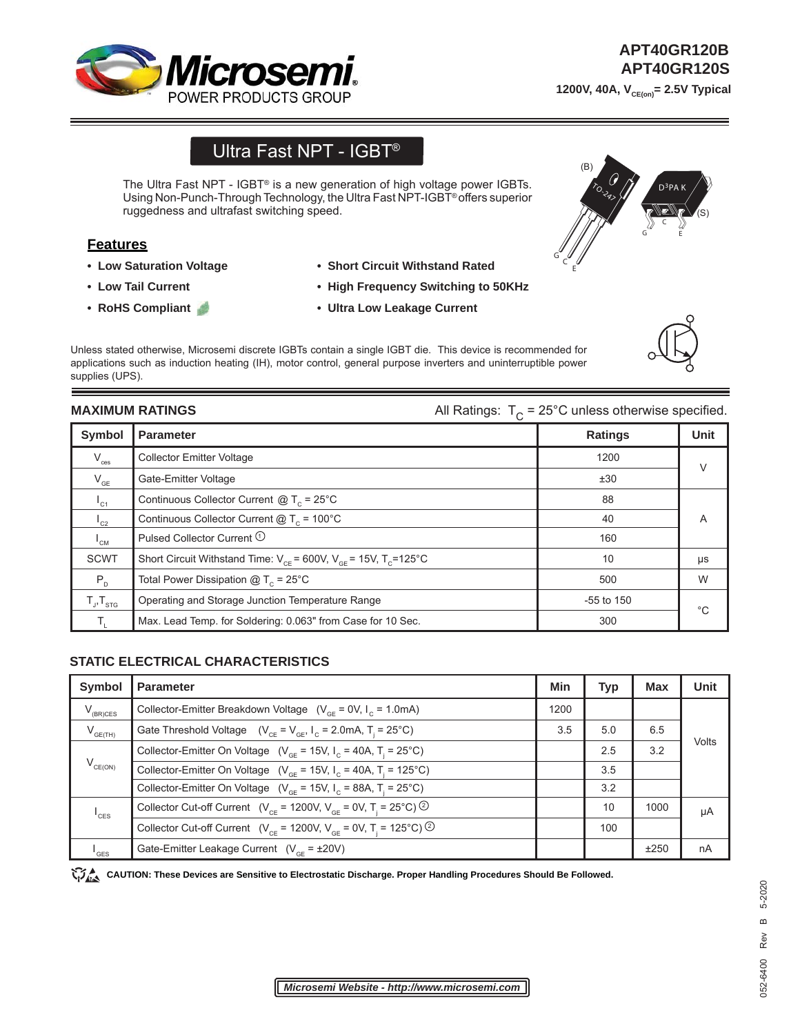# APT40GR120B
# APT40GR120S

**1200V, 40A, $V_{CE(on)}$= 2.5V Typical**

## Ultra Fast NPT - IGBT®

The Ultra Fast NPT - IGBT® is a new generation of high voltage power IGBTs. Using Non-Punch-Through Technology, the Ultra Fast NPT-IGBT® offers superior ruggedness and ultrafast switching speed.

(B) TO-247 — G C E

D³PAK (S) — G C E

### Features

- **Low Saturation Voltage**
- **Low Tail Current**
- **RoHS Compliant**
- **Short Circuit Withstand Rated**
- **High Frequency Switching to 50KHz**
- **Ultra Low Leakage Current**

Unless stated otherwise, Microsemi discrete IGBTs contain a single IGBT die. This device is recommended for applications such as induction heating (IH), motor control, general purpose inverters and uninterruptible power supplies (UPS).

### MAXIMUM RATINGS

All Ratings: $T_C$ = 25°C unless otherwise specified.

| Symbol | Parameter | Ratings | Unit |
|---|---|---|---|
| $V_{ces}$ | Collector Emitter Voltage | 1200 | V |
| $V_{GE}$ | Gate-Emitter Voltage | ±30 | V |
| $I_{C1}$ | Continuous Collector Current @ $T_C$ = 25°C | 88 | A |
| $I_{C2}$ | Continuous Collector Current @ $T_C$ = 100°C | 40 | A |
| $I_{CM}$ | Pulsed Collector Current ① | 160 | A |
| SCWT | Short Circuit Withstand Time: $V_{CE}$ = 600V, $V_{GE}$ = 15V, $T_C$=125°C | 10 | μs |
| $P_D$ | Total Power Dissipation @ $T_C$ = 25°C | 500 | W |
| $T_J$,$T_{STG}$ | Operating and Storage Junction Temperature Range | -55 to 150 | °C |
| $T_L$ | Max. Lead Temp. for Soldering: 0.063" from Case for 10 Sec. | 300 | °C |

### STATIC ELECTRICAL CHARACTERISTICS

| Symbol | Parameter | Min | Typ | Max | Unit |
|---|---|---|---|---|---|
| $V_{(BR)CES}$ | Collector-Emitter Breakdown Voltage ($V_{GE}$ = 0V, $I_C$ = 1.0mA) | 1200 | | | Volts |
| $V_{GE(TH)}$ | Gate Threshold Voltage ($V_{CE}$ = $V_{GE}$, $I_C$ = 2.0mA, $T_j$ = 25°C) | 3.5 | 5.0 | 6.5 | Volts |
| $V_{CE(ON)}$ | Collector-Emitter On Voltage ($V_{GE}$ = 15V, $I_C$ = 40A, $T_j$ = 25°C) | | 2.5 | 3.2 | Volts |
| | Collector-Emitter On Voltage ($V_{GE}$ = 15V, $I_C$ = 40A, $T_j$ = 125°C) | | 3.5 | | Volts |
| | Collector-Emitter On Voltage ($V_{GE}$ = 15V, $I_C$ = 88A, $T_j$ = 25°C) | | 3.2 | | Volts |
| $I_{CES}$ | Collector Cut-off Current ($V_{CE}$ = 1200V, $V_{GE}$ = 0V, $T_j$ = 25°C) ② | | 10 | 1000 | μA |
| | Collector Cut-off Current ($V_{CE}$ = 1200V, $V_{GE}$ = 0V, $T_j$ = 125°C) ② | | 100 | | μA |
| $I_{GES}$ | Gate-Emitter Leakage Current ($V_{GE}$ = ±20V) | | | ±250 | nA |

**CAUTION: These Devices are Sensitive to Electrostatic Discharge. Proper Handling Procedures Should Be Followed.**

052-6400 Rev B 5-2020

***Microsemi Website - http://www.microsemi.com***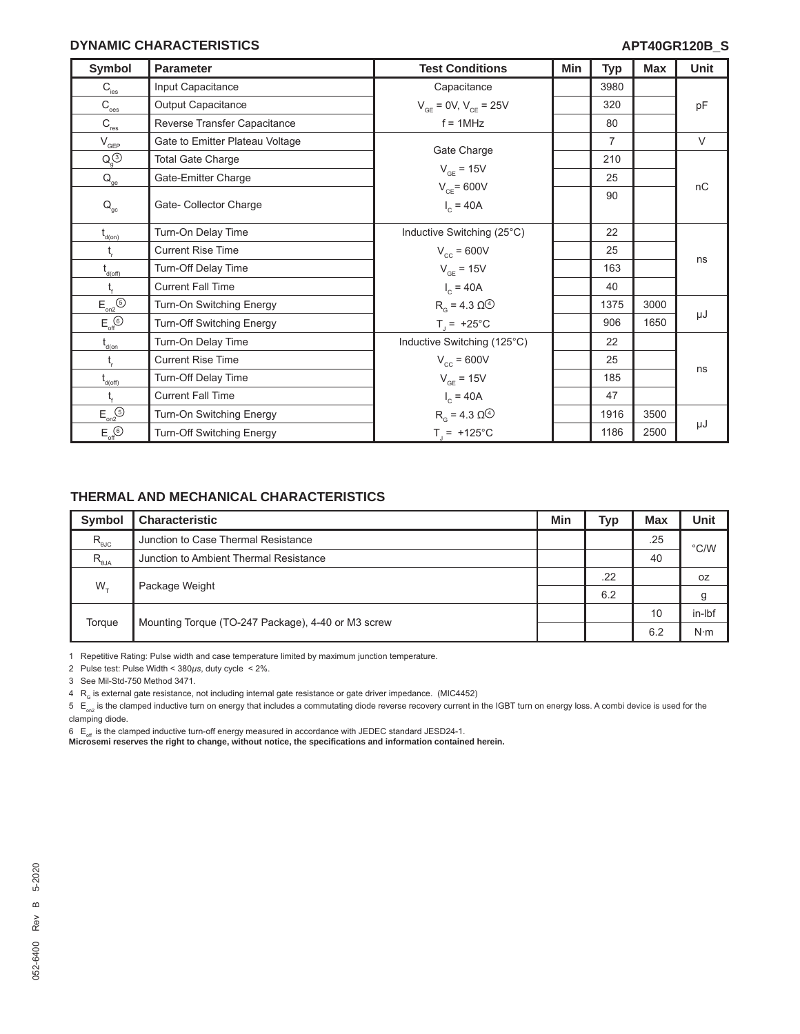## DYNAMIC CHARACTERISTICS

**APT40GR120B_S**

| Symbol | Parameter | Test Conditions | Min | Typ | Max | Unit |
|---|---|---|---|---|---|---|
| $C_{ies}$ | Input Capacitance | Capacitance |  | 3980 |  | pF |
| $C_{oes}$ | Output Capacitance | $V_{GE}$ = 0V, $V_{CE}$ = 25V |  | 320 |  | pF |
| $C_{res}$ | Reverse Transfer Capacitance | f = 1MHz |  | 80 |  | pF |
| $V_{GEP}$ | Gate to Emitter Plateau Voltage | Gate Charge |  | 7 |  | V |
| $Q_g$ ③ | Total Gate Charge | $V_{GE}$ = 15V |  | 210 |  | nC |
| $Q_{ge}$ | Gate-Emitter Charge | $V_{CE}$= 600V |  | 25 |  | nC |
| $Q_{gc}$ | Gate- Collector Charge | $I_C$ = 40A |  | 90 |  | nC |
| $t_{d(on)}$ | Turn-On Delay Time | Inductive Switching (25°C) |  | 22 |  | ns |
| $t_r$ | Current Rise Time | $V_{CC}$ = 600V |  | 25 |  | ns |
| $t_{d(off)}$ | Turn-Off Delay Time | $V_{GE}$ = 15V |  | 163 |  | ns |
| $t_f$ | Current Fall Time | $I_C$ = 40A |  | 40 |  | ns |
| $E_{on2}$ ⑤ | Turn-On Switching Energy | $R_G$ = 4.3 Ω ④ |  | 1375 | 3000 | µJ |
| $E_{off}$ ⑥ | Turn-Off Switching Energy | $T_J$ = +25°C |  | 906 | 1650 | µJ |
| $t_{d(on)}$ | Turn-On Delay Time | Inductive Switching (125°C) |  | 22 |  | ns |
| $t_r$ | Current Rise Time | $V_{CC}$ = 600V |  | 25 |  | ns |
| $t_{d(off)}$ | Turn-Off Delay Time | $V_{GE}$ = 15V |  | 185 |  | ns |
| $t_f$ | Current Fall Time | $I_C$ = 40A |  | 47 |  | ns |
| $E_{on2}$ ⑤ | Turn-On Switching Energy | $R_G$ = 4.3 Ω ④ |  | 1916 | 3500 | µJ |
| $E_{off}$ ⑥ | Turn-Off Switching Energy | $T_J$ = +125°C |  | 1186 | 2500 | µJ |

## THERMAL AND MECHANICAL CHARACTERISTICS

| Symbol | Characteristic | Min | Typ | Max | Unit |
|---|---|---|---|---|---|
| $R_{\theta JC}$ | Junction to Case Thermal Resistance |  |  | .25 | °C/W |
| $R_{\theta JA}$ | Junction to Ambient Thermal Resistance |  |  | 40 | °C/W |
| $W_T$ | Package Weight |  | .22 |  | oz |
|  |  |  | 6.2 |  | g |
| Torque | Mounting Torque (TO-247 Package), 4-40 or M3 screw |  |  | 10 | in-lbf |
|  |  |  |  | 6.2 | N·m |

1 Repetitive Rating: Pulse width and case temperature limited by maximum junction temperature.

2 Pulse test: Pulse Width < 380µs, duty cycle < 2%.

3 See Mil-Std-750 Method 3471.

4 $R_G$ is external gate resistance, not including internal gate resistance or gate driver impedance. (MIC4452)

5 $E_{on2}$ is the clamped inductive turn on energy that includes a commutating diode reverse recovery current in the IGBT turn on energy loss. A combi device is used for the clamping diode.

6 $E_{off}$ is the clamped inductive turn-off energy measured in accordance with JEDEC standard JESD24-1.

**Microsemi reserves the right to change, without notice, the specifications and information contained herein.**

052-6400 Rev B 5-2020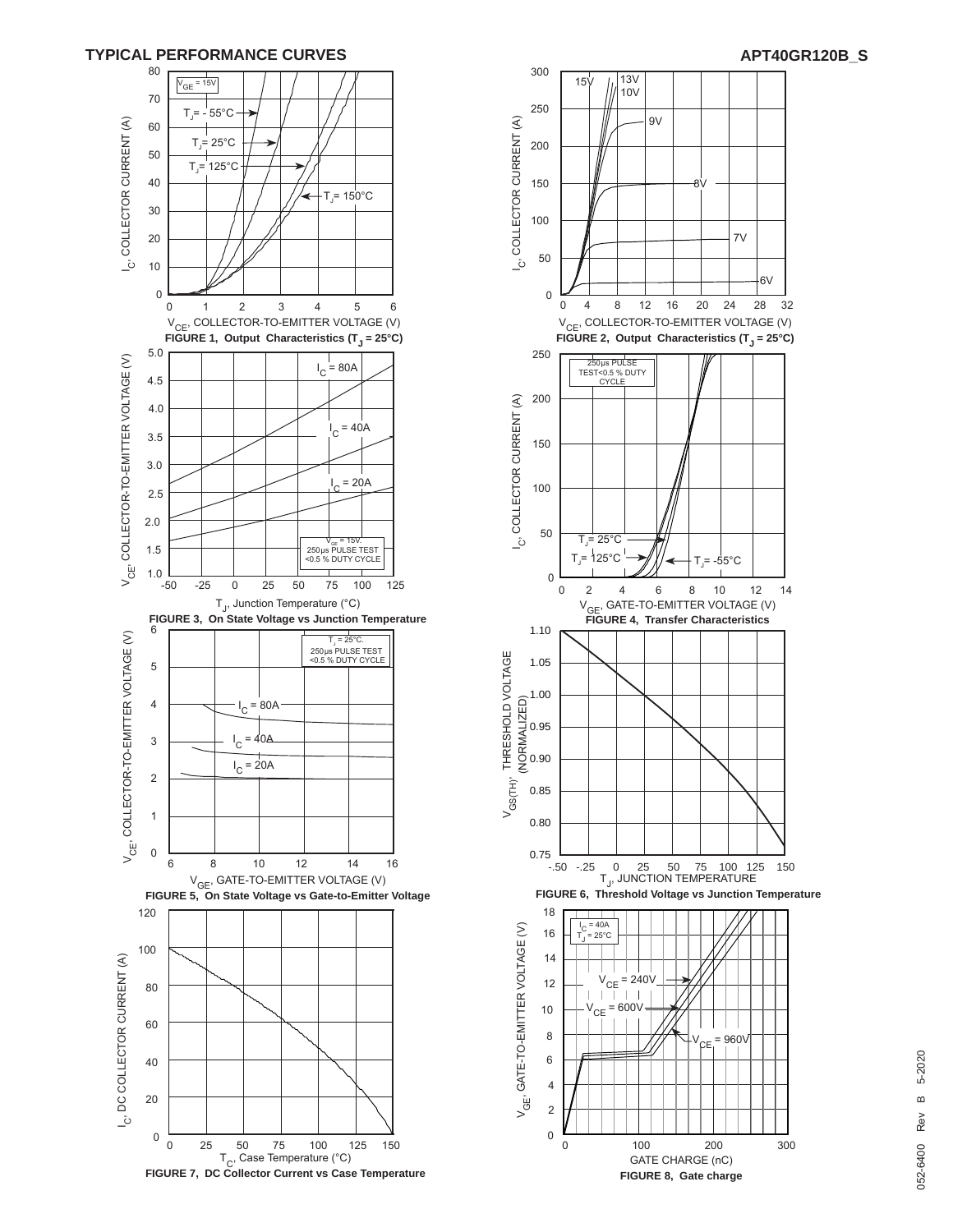## TYPICAL PERFORMANCE CURVES

FIGURE 1, Output Characteristics ($T_J$ = 25°C)

FIGURE 2, Output Characteristics ($T_J$ = 25°C)

FIGURE 3, On State Voltage vs Junction Temperature

FIGURE 4, Transfer Characteristics

FIGURE 5, On State Voltage vs Gate-to-Emitter Voltage

FIGURE 6, Threshold Voltage vs Junction Temperature

FIGURE 7, DC Collector Current vs Case Temperature

FIGURE 8, Gate charge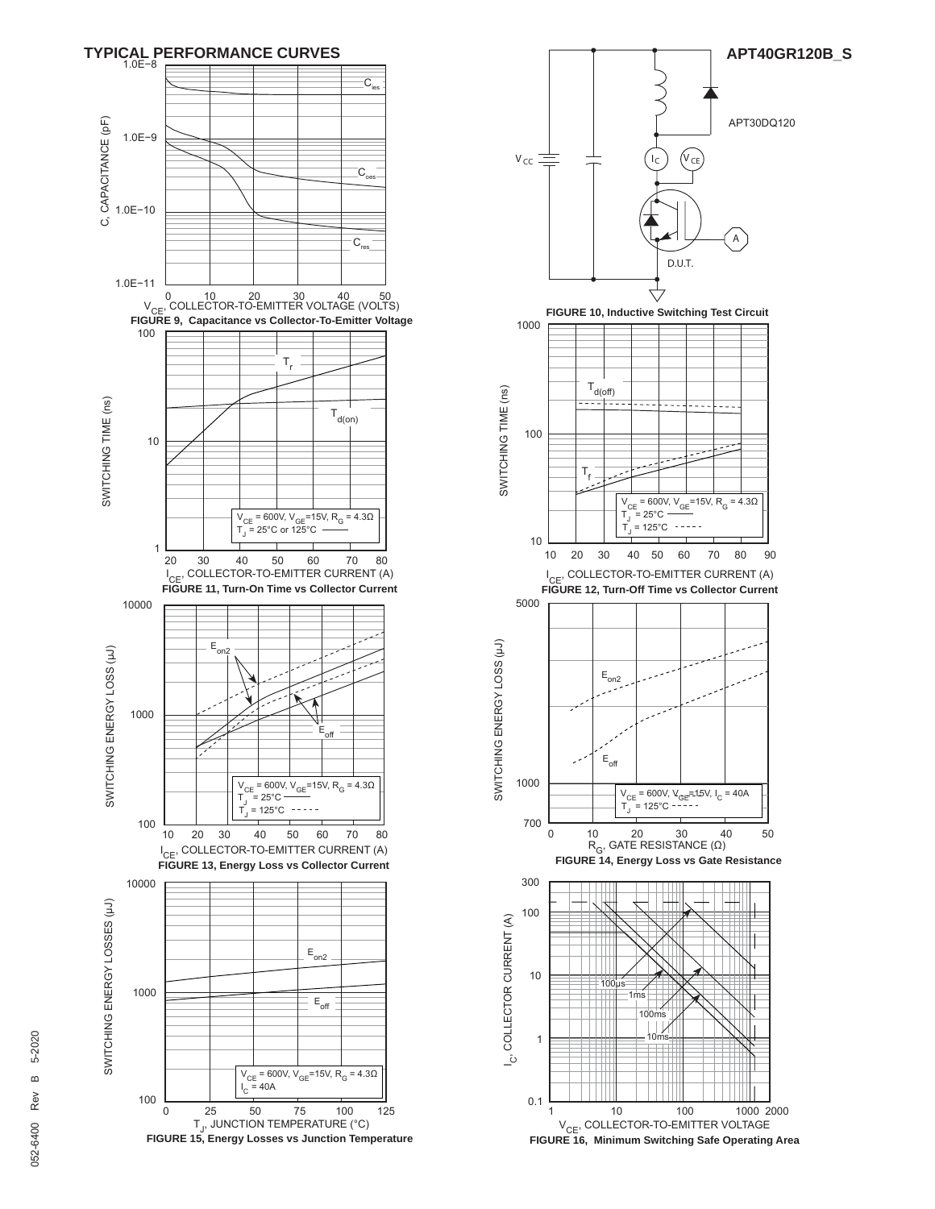## TYPICAL PERFORMANCE CURVES

APT40GR120B_S

**FIGURE 9, Capacitance vs Collector-To-Emitter Voltage**

**FIGURE 10, Inductive Switching Test Circuit**

**FIGURE 11, Turn-On Time vs Collector Current**

**FIGURE 12, Turn-Off Time vs Collector Current**

**FIGURE 13, Energy Loss vs Collector Current**

**FIGURE 14, Energy Loss vs Gate Resistance**

**FIGURE 15, Energy Losses vs Junction Temperature**

**FIGURE 16, Minimum Switching Safe Operating Area**

052-6400 Rev B 5-2020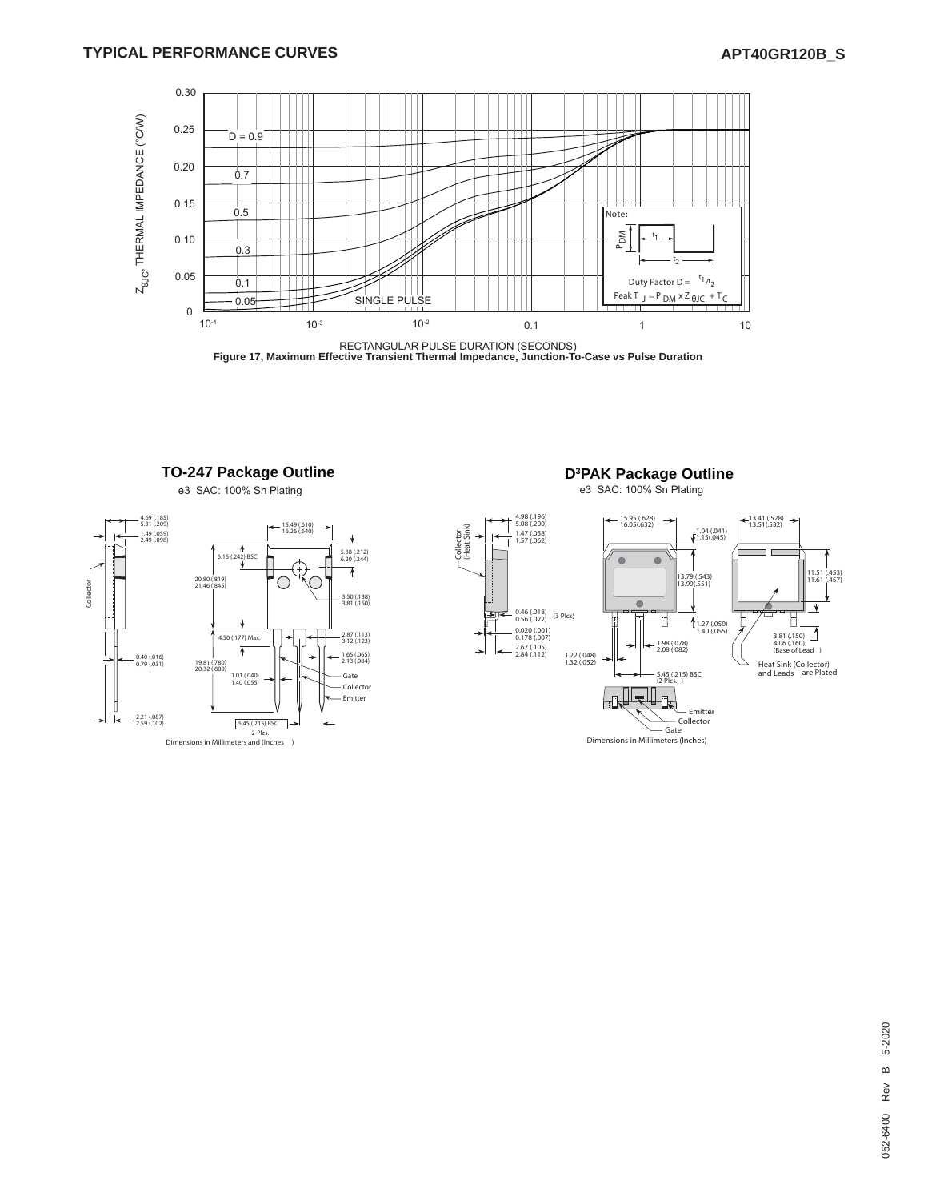## TYPICAL PERFORMANCE CURVES

0.30

0.25

0.20

0.15

0.10

0.05

0

$Z_{\theta JC}$, THERMAL IMPEDANCE (°C/W)

D = 0.9

0.7

0.5

0.3

0.1

0.05

SINGLE PULSE

$10^{-4}$ $10^{-3}$ $10^{-2}$ 0.1 1 10

RECTANGULAR PULSE DURATION (SECONDS)

Note:

$P_{DM}$

$t_1$

$t_2$

Duty Factor $D = {t_1}/{t_2}$

Peak $T_J = P_{DM} \times Z_{\theta JC} + T_C$

**Figure 17, Maximum Effective Transient Thermal Impedance, Junction-To-Case vs Pulse Duration**

### TO-247 Package Outline

e3 SAC: 100% Sn Plating

4.69 (.185)
5.31 (.209)

1.49 (.059)
2.49 (.098)

15.49 (.610)
16.26 (.640)

6.15 (.242) BSC

5.38 (.212)
6.20 (.244)

20.80 (.819)
21.46 (.845)

3.50 (.138)
3.81 (.150)

Collector

4.50 (.177) Max.

2.87 (.113)
3.12 (.123)

0.40 (.016)
0.79 (.031)

19.81 (.780)
20.32 (.800)

1.65 (.065)
2.13 (.084)

1.01 (.040)
1.40 (.055)

Gate

Collector

Emitter

2.21 (.087)
2.59 (.102)

5.45 (.215) BSC
2-Plcs.

Dimensions in Millimeters and (Inches)

### D³PAK Package Outline

e3 SAC: 100% Sn Plating

Collector (Heat Sink)

4.98 (.196)
5.08 (.200)

1.47 (.058)
1.57 (.062)

15.95 (.628)
16.05(.632)

1.04 (.041)
1.15(.045)

13.41 (.528)
13.51(.532)

13.79 (.543)
13.99(.551)

11.51 (.453)
11.61 (.457)

0.46 (.018)
0.56 (.022) (3 Plcs)

0.020 (.001)
0.178 (.007)

2.67 (.105)
2.84 (.112)

1.22 (.048)
1.32 (.052)

1.98 (.078)
2.08 (.082)

1.27 (.050)
1.40 (.055)

3.81 (.150)
4.06 (.160)
(Base of Lead)

Heat Sink (Collector) and Leads are Plated

5.45 (.215) BSC
(2 Plcs.)

Emitter

Collector

Gate

Dimensions in Millimeters (Inches)

052-6400 Rev B 5-2020